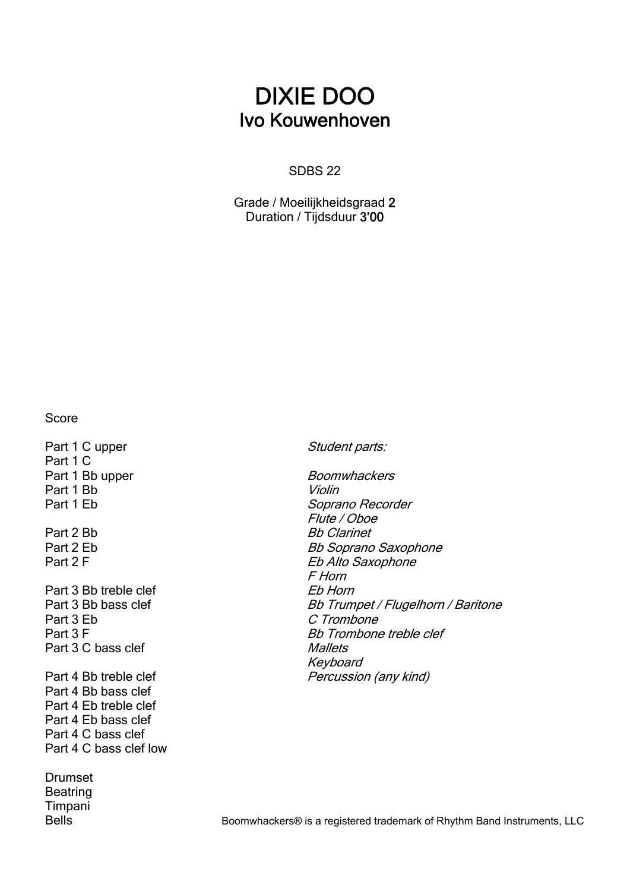# DIXIE DOO
## Ivo Kouwenhoven

SDBS 22

Grade / Moeilijkheidsgraad **2**
Duration / Tijdsduur **3'00**

Score

Part 1 C upper
Part 1 C
Part 1 Bb upper
Part 1 Bb
Part 1 Eb

Part 2 Bb
Part 2 Eb
Part 2 F

Part 3 Bb treble clef
Part 3 Bb bass clef
Part 3 Eb
Part 3 F
Part 3 C bass clef

Part 4 Bb treble clef
Part 4 Bb bass clef
Part 4 Eb treble clef
Part 4 Eb bass clef
Part 4 C bass clef
Part 4 C bass clef low

Drumset
Beatring
Timpani
Bells

*Student parts:*

*Boomwhackers*
*Violin*
*Soprano Recorder*
*Flute / Oboe*
*Bb Clarinet*
*Bb Soprano Saxophone*
*Eb Alto Saxophone*
*F Horn*
*Eb Horn*
*Bb Trumpet / Flugelhorn / Baritone*
*C Trombone*
*Bb Trombone treble clef*
*Mallets*
*Keyboard*
*Percussion (any kind)*

Boomwhackers® is a registered trademark of Rhythm Band Instruments, LLC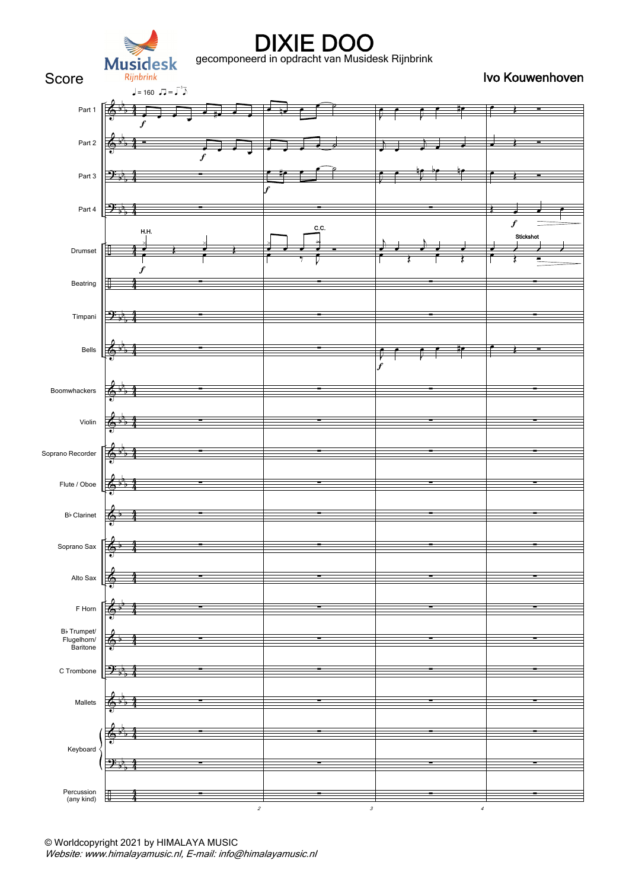# DIXIE DOO

gecomponeerd in opdracht van Musidesk Rijnbrink

Score

Ivo Kouwenhoven

© Worldcopyright 2021 by HIMALAYA MUSIC
*Website: www.himalayamusic.nl, E-mail: info@himalayamusic.nl*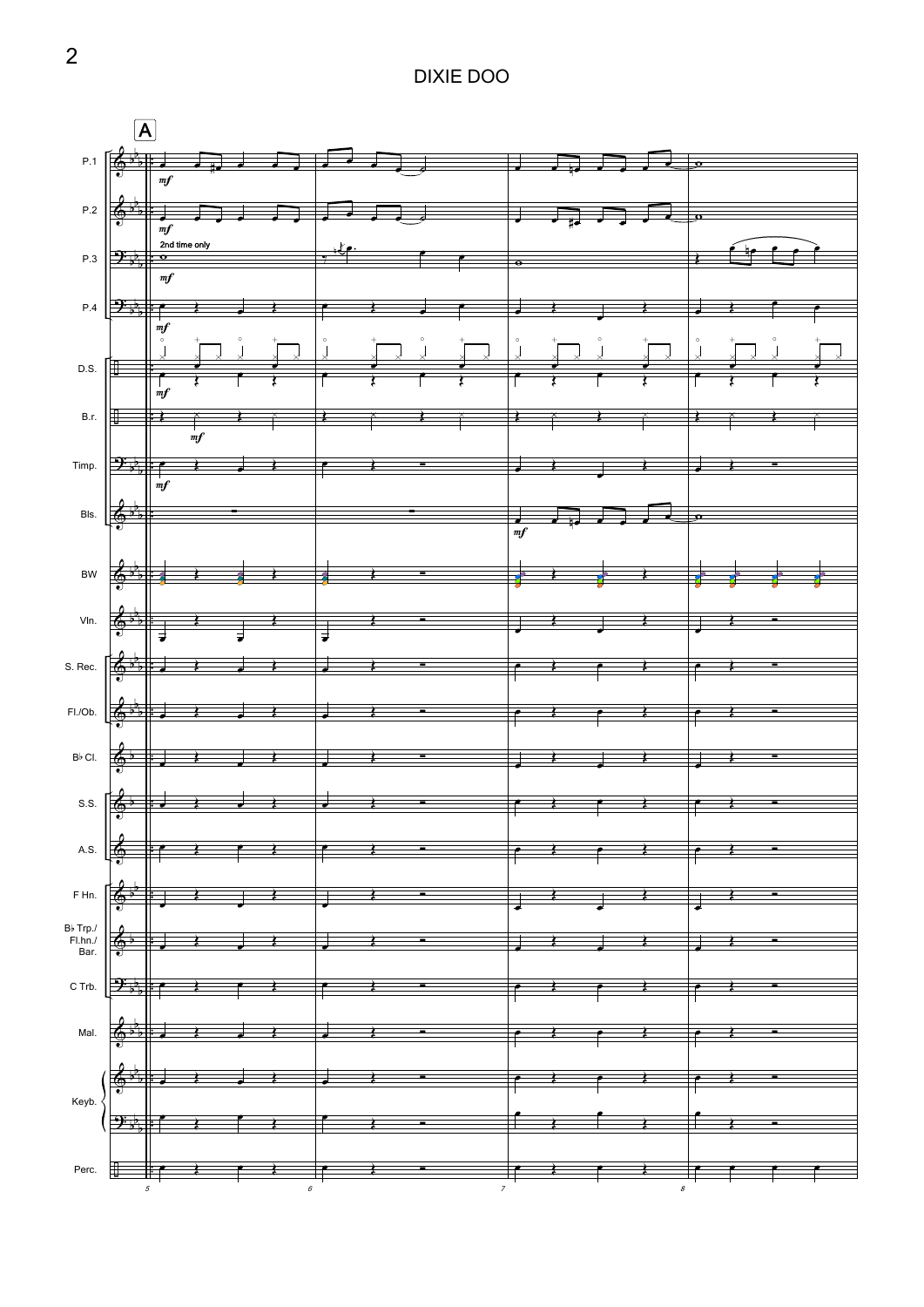# DIXIE DOO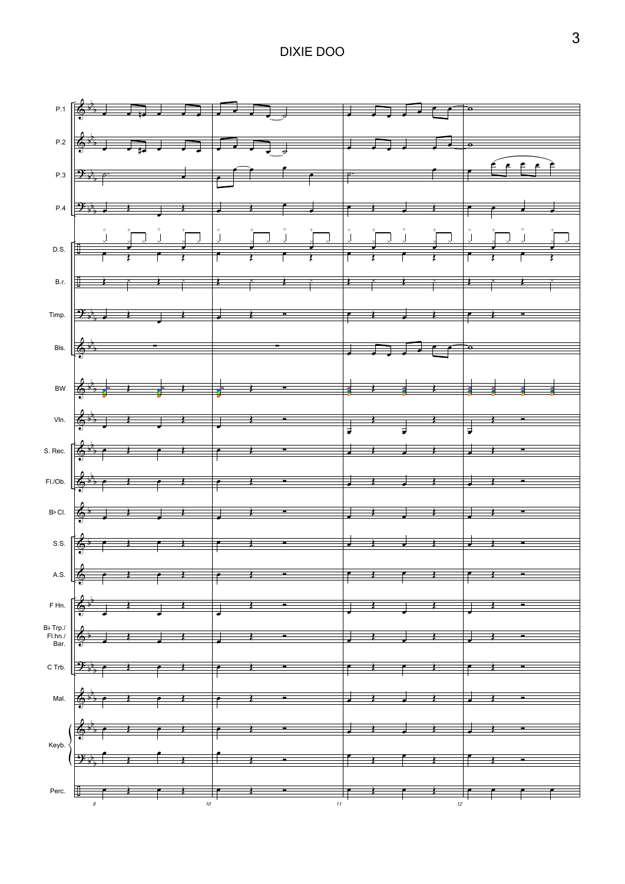# DIXIE DOO

P.1

P.2

P.3

P.4

D.S.

B.r.

Timp.

Bls.

BW

Vln.

S. Rec.

Fl./Ob.

B♭ Cl.

S.S.

A.S.

F Hn.

B♭ Trp./ Fl.hn./ Bar.

C Trb.

Mal.

Keyb.

Perc.

9 10 11 12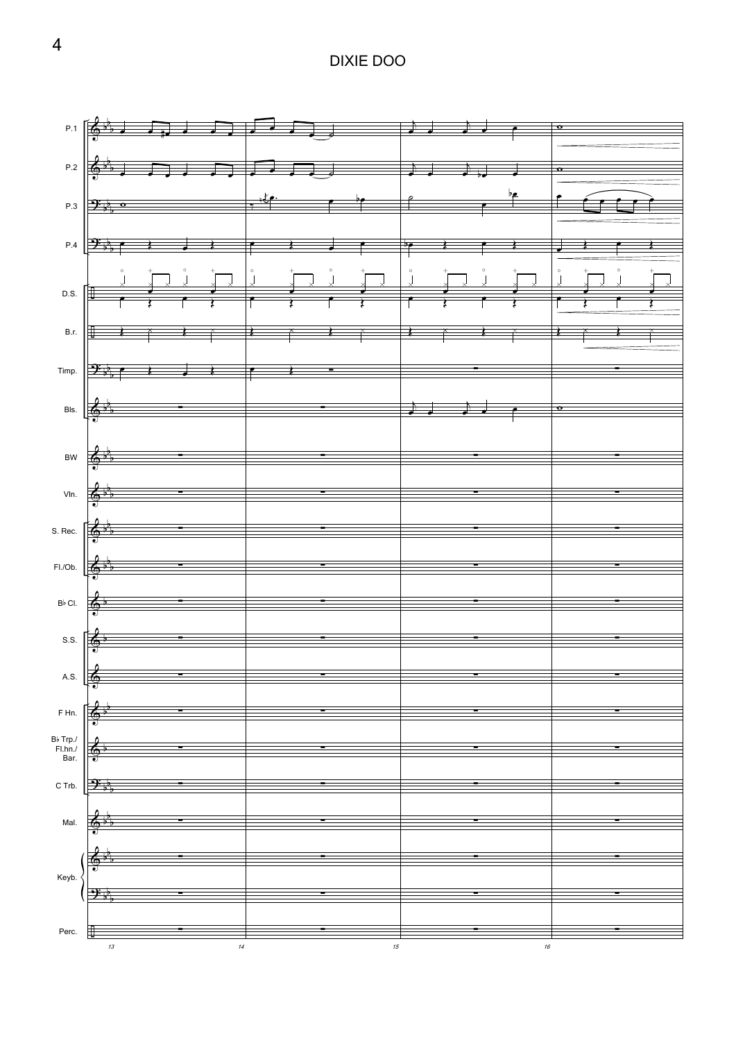# DIXIE DOO

P.1

P.2

P.3

P.4

D.S.

B.r.

Timp.

Bls.

BW

Vln.

S. Rec.

Fl./Ob.

B♭ Cl.

S.S.

A.S.

F Hn.

B♭ Trp./ Fl.hn./ Bar.

C Trb.

Mal.

Keyb.

Perc.

13 14 15 16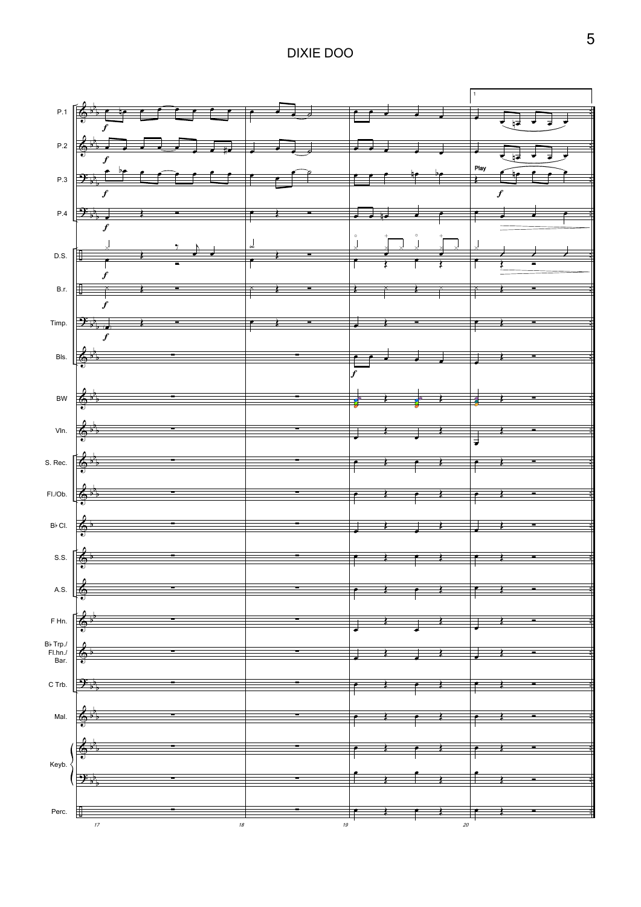# DIXIE DOO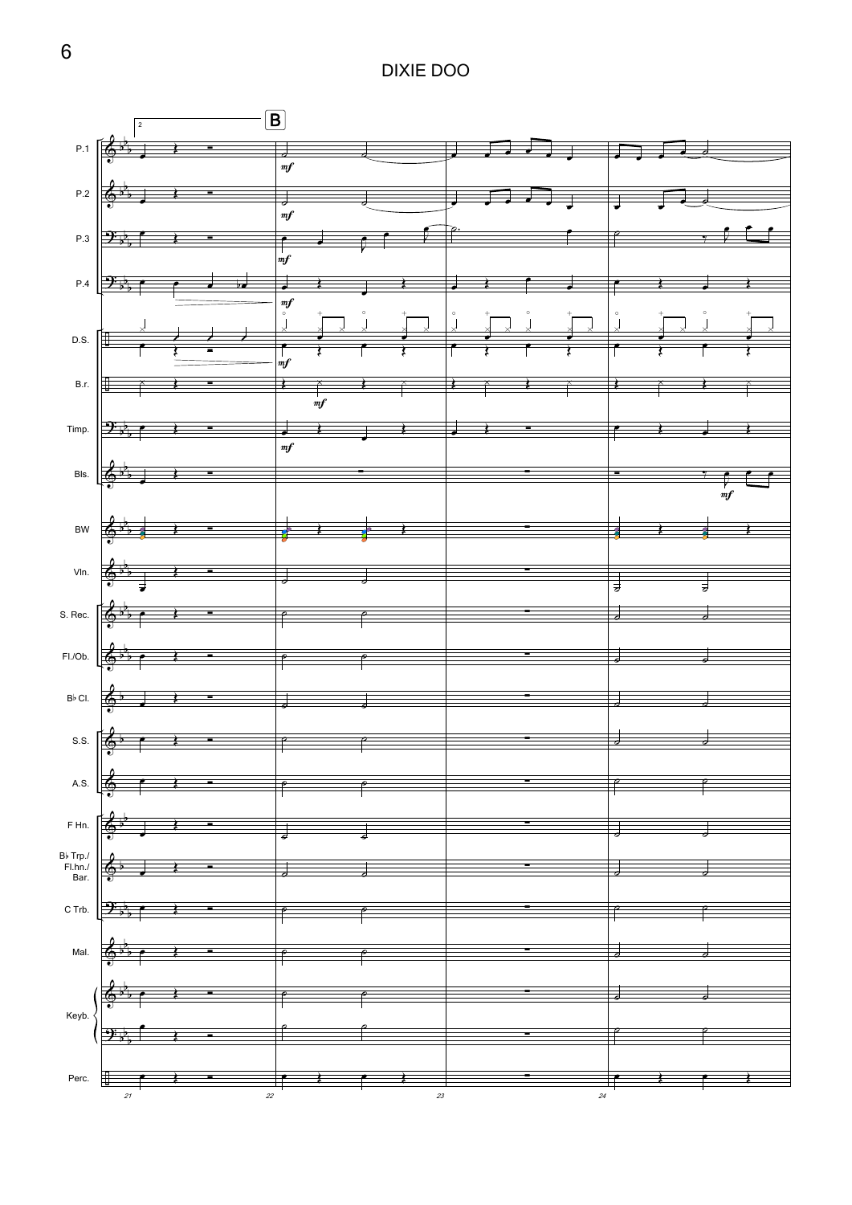# DIXIE DOO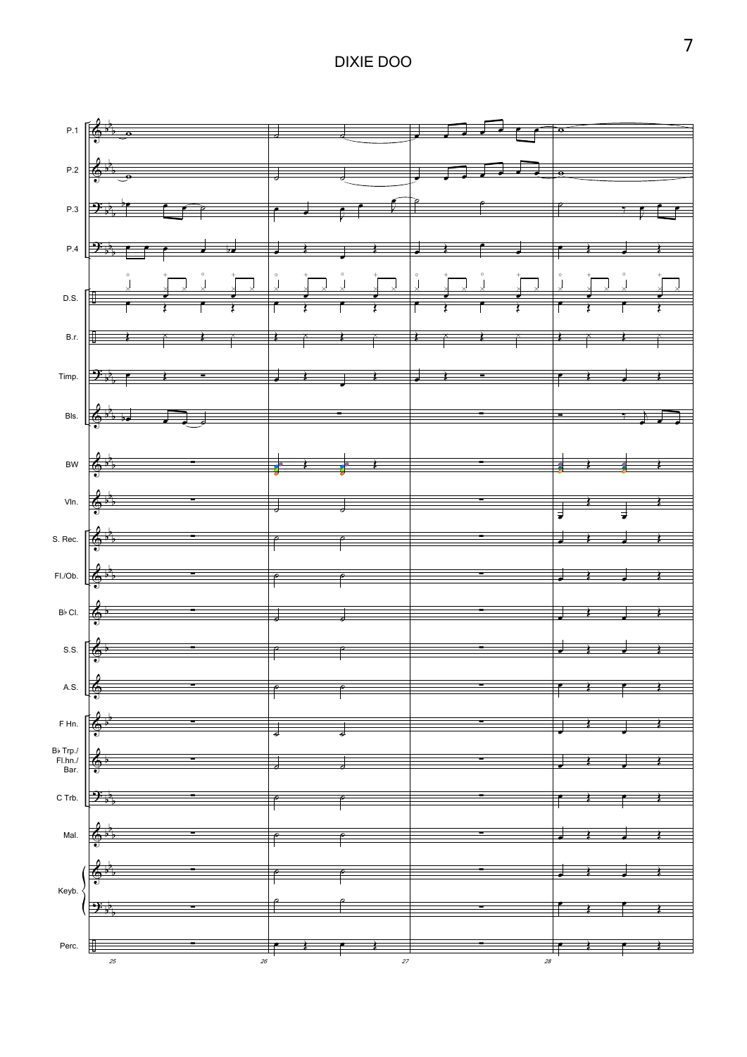# DIXIE DOO

P.1

P.2

P.3

P.4

D.S.

B.r.

Timp.

Bls.

BW

Vln.

S. Rec.

Fl./Ob.

B♭ Cl.

S.S.

A.S.

F Hn.

B♭ Trp./ Fl.hn./ Bar.

C Trb.

Mal.

Keyb.

Perc.

25 26 27 28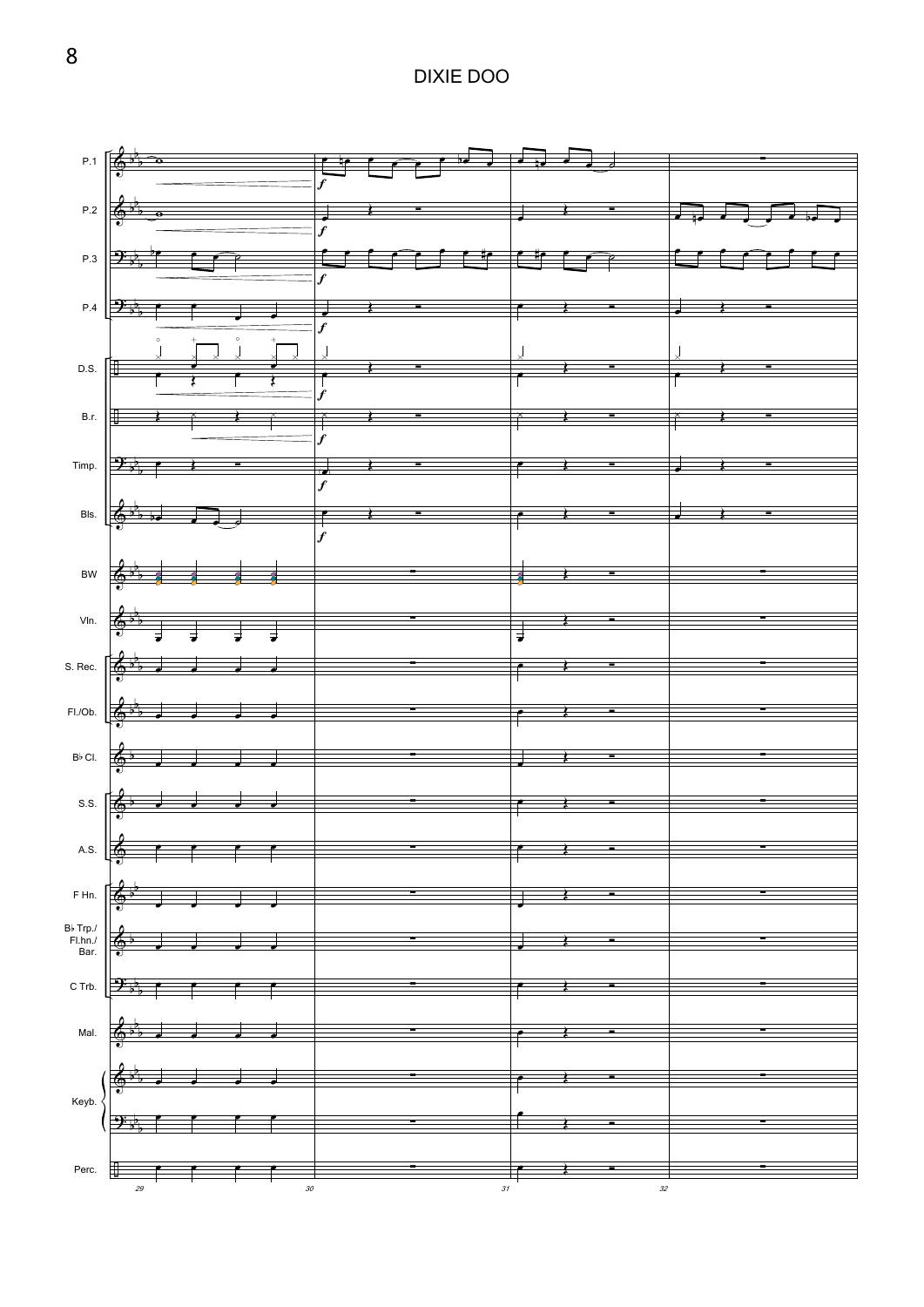# DIXIE DOO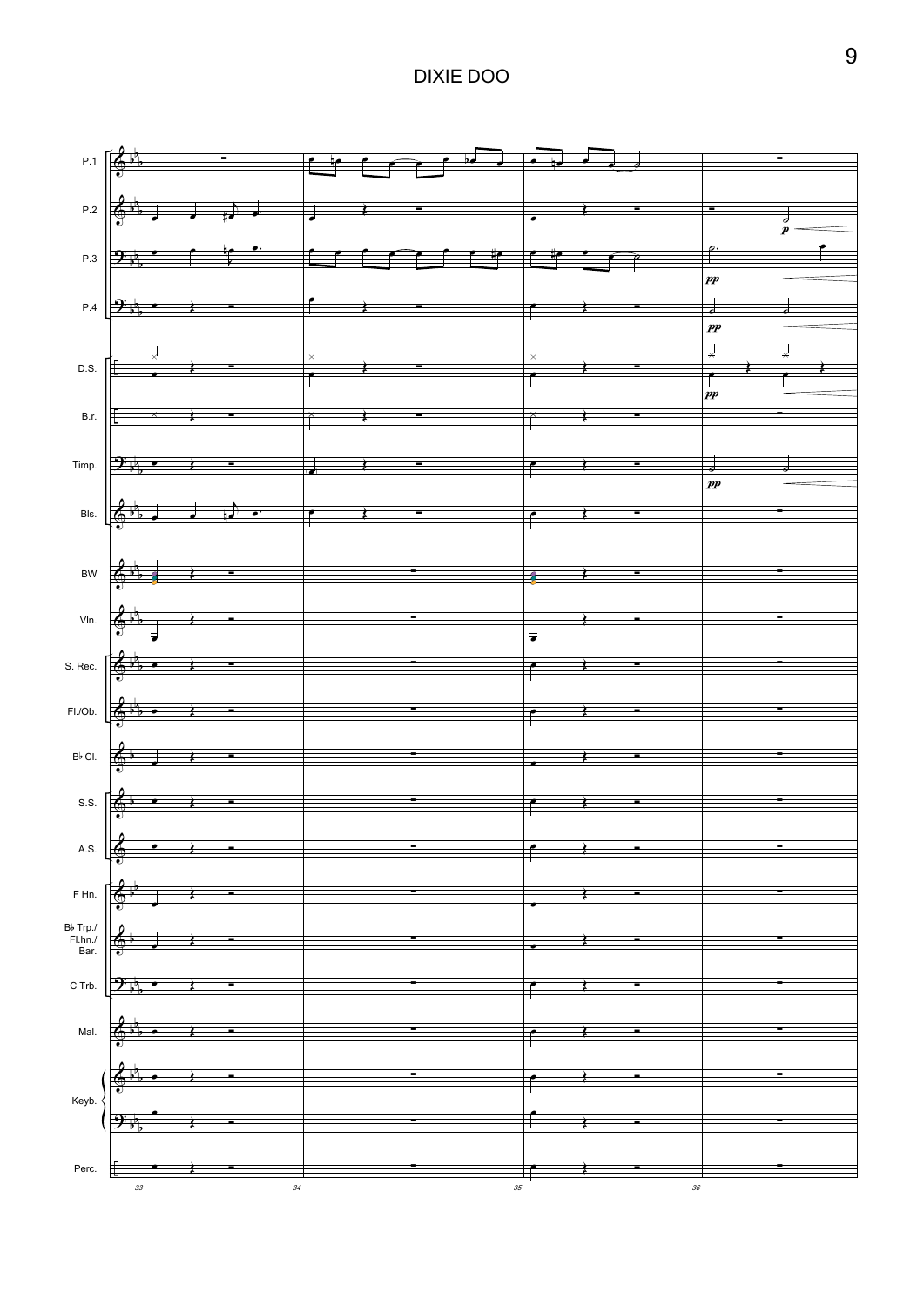# DIXIE DOO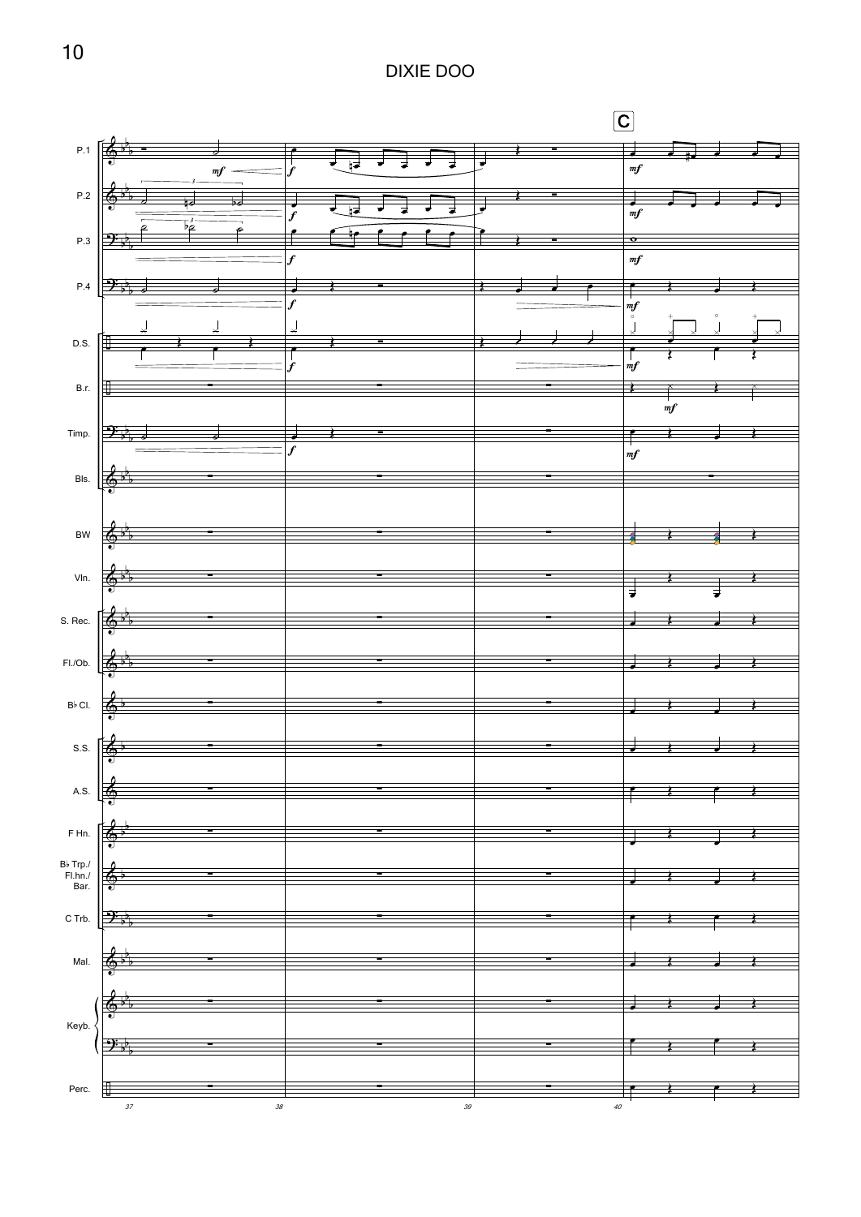# DIXIE DOO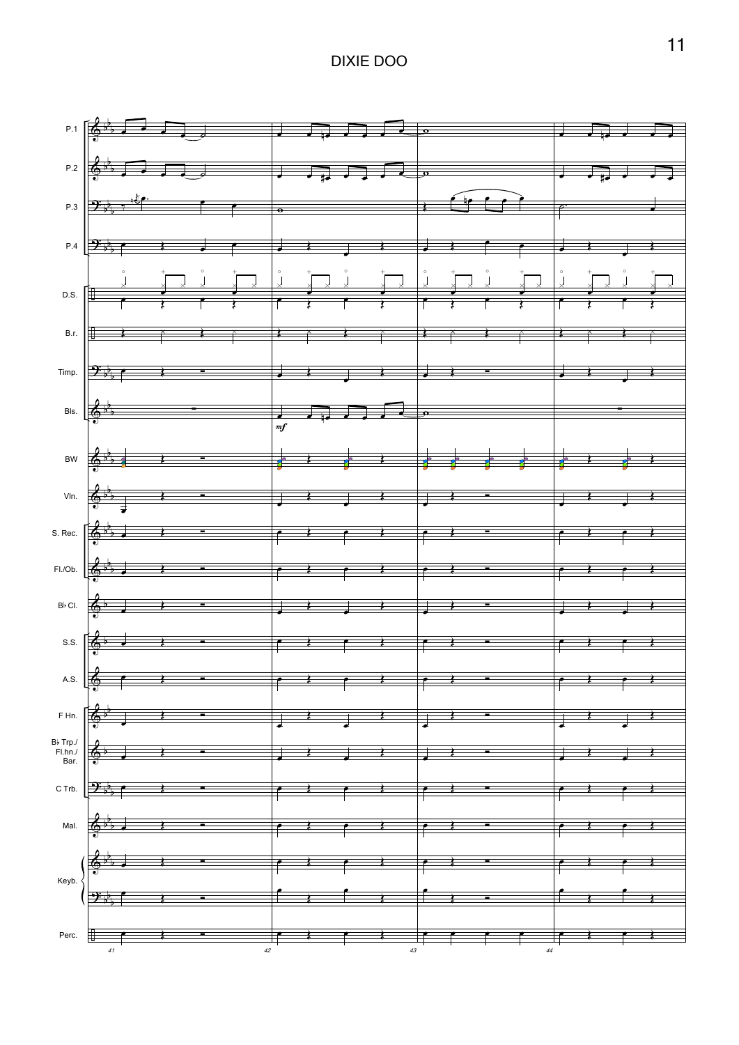# DIXIE DOO

P.1

P.2

P.3

P.4

D.S.

B.r.

Timp.

Bls.

*mf*

BW

Vln.

S. Rec.

Fl./Ob.

B♭ Cl.

S.S.

A.S.

F Hn.

B♭ Trp./ Fl.hn./ Bar.

C Trb.

Mal.

Keyb.

Perc.

41 42 43 44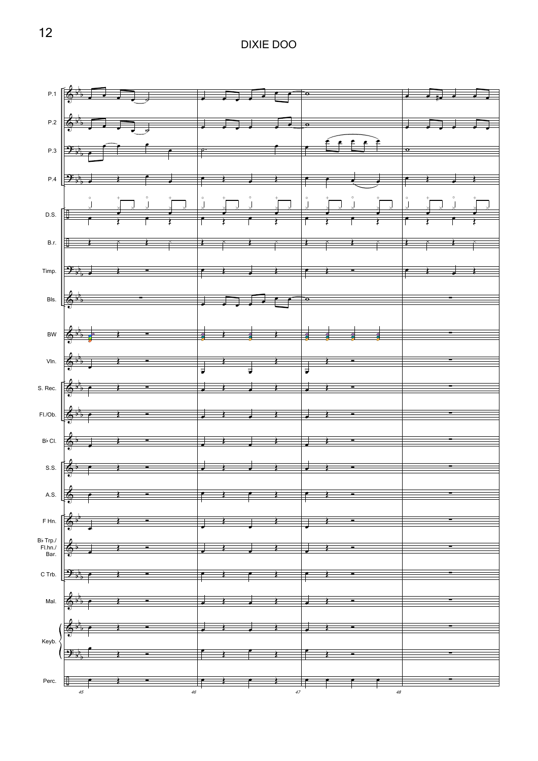# DIXIE DOO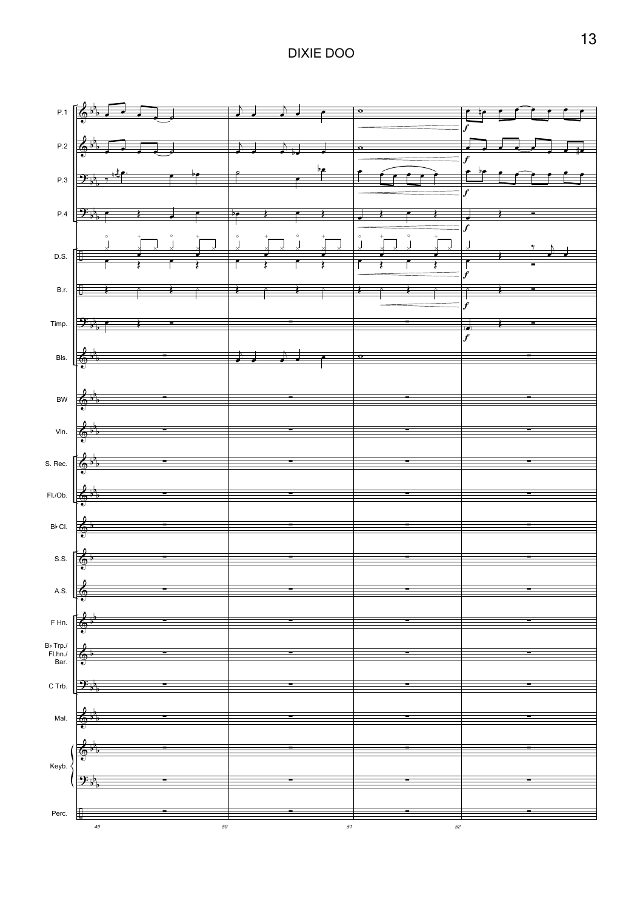# DIXIE DOO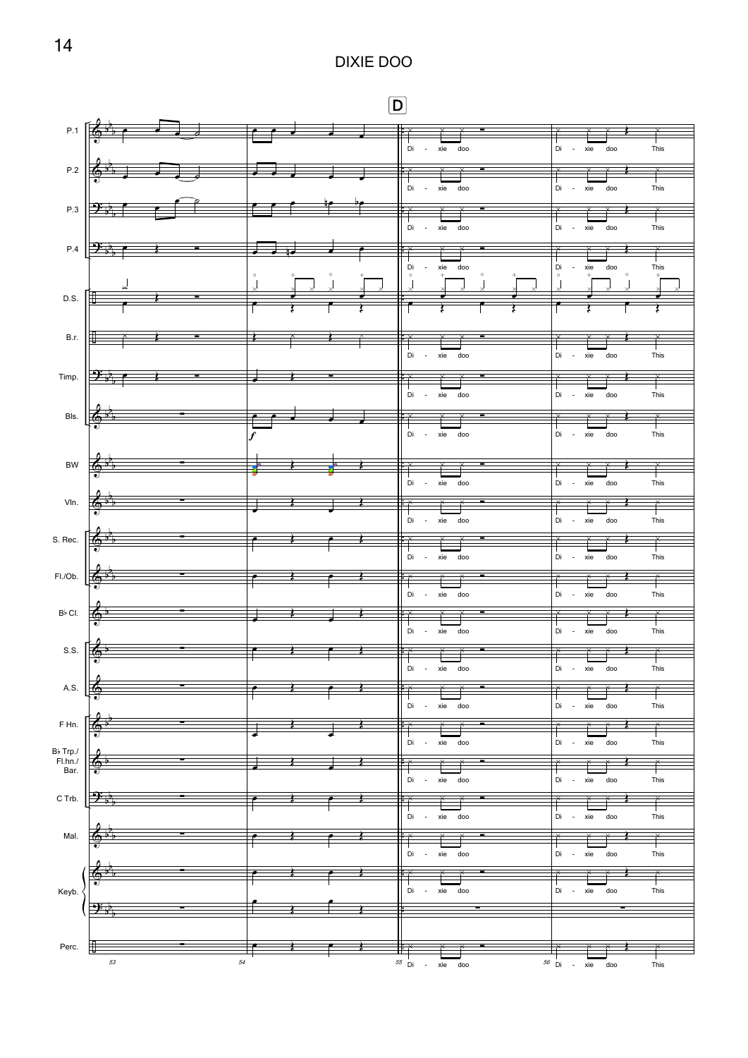# DIXIE DOO

D

P.1

P.2

P.3

P.4

D.S.

B.r.

Timp.

Bls.

BW

Vln.

S. Rec.

Fl./Ob.

B♭ Cl.

S.S.

A.S.

F Hn.

B♭ Trp./ Fl.hn./ Bar.

C Trb.

Mal.

Keyb.

Perc.

Di - xie doo

Di - xie doo This

53 54 55 56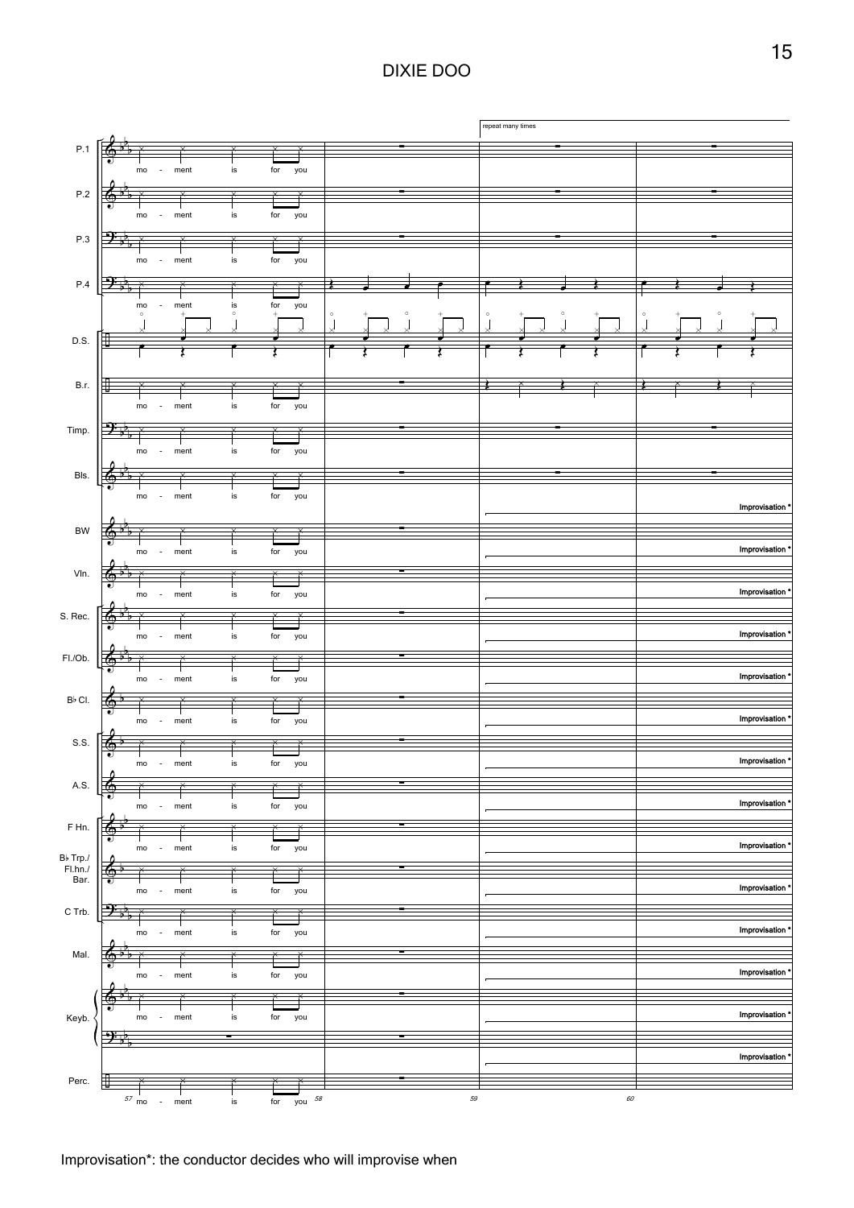# DIXIE DOO

Improvisation*: the conductor decides who will improvise when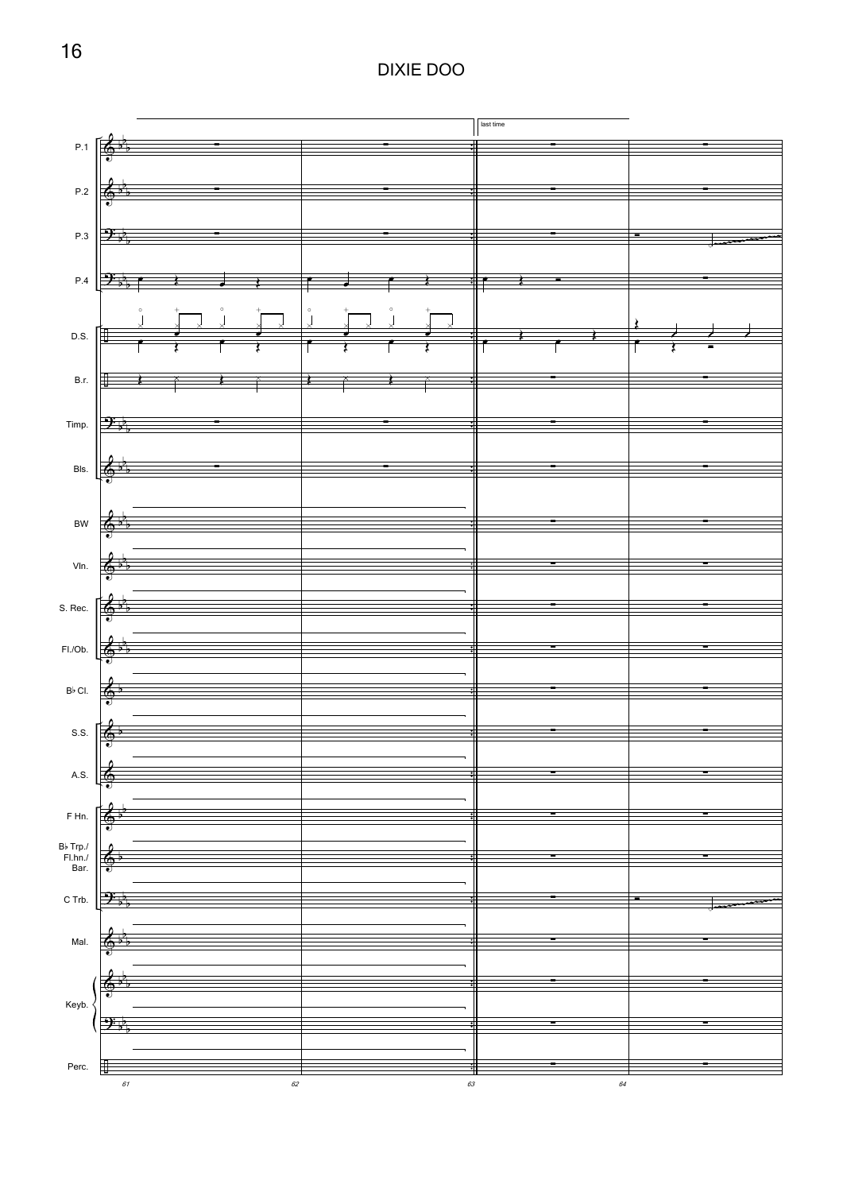# DIXIE DOO

last time

P.1

P.2

P.3

P.4

D.S.

B.r.

Timp.

Bls.

BW

Vln.

S. Rec.

Fl./Ob.

B♭ Cl.

S.S.

A.S.

F Hn.

B♭ Trp./ Fl.hn./ Bar.

C Trb.

Mal.

Keyb.

Perc.

61 62 63 64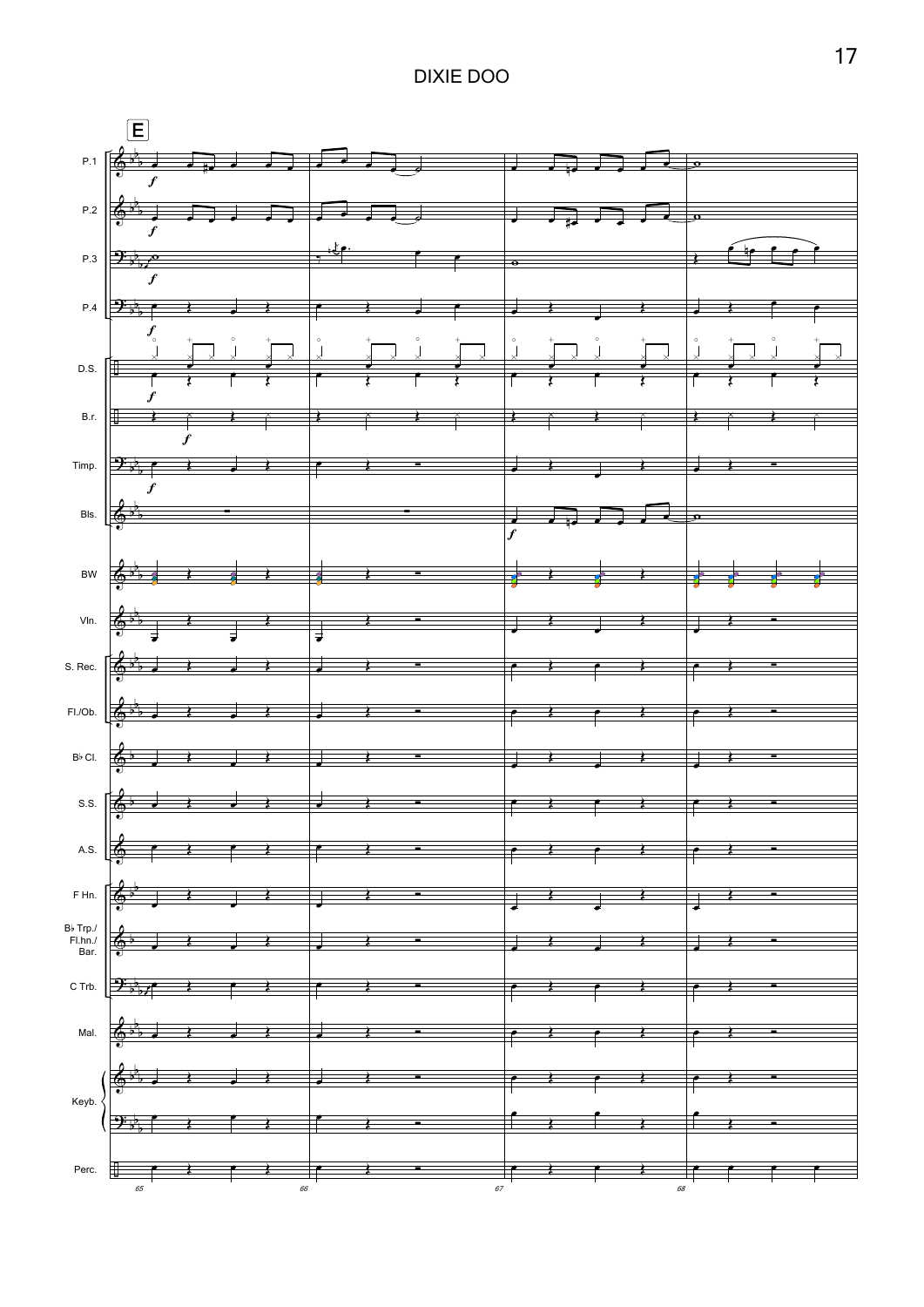# DIXIE DOO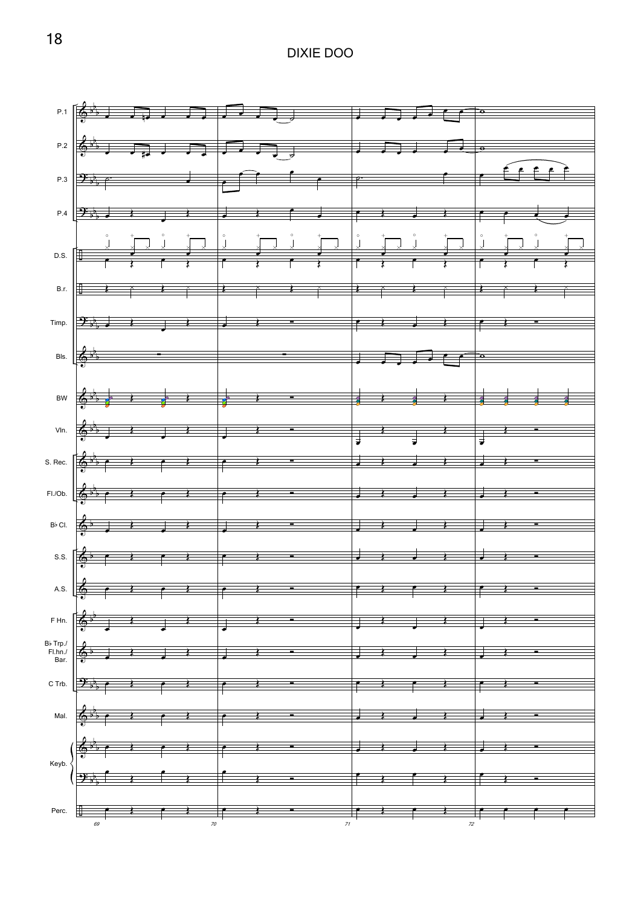# DIXIE DOO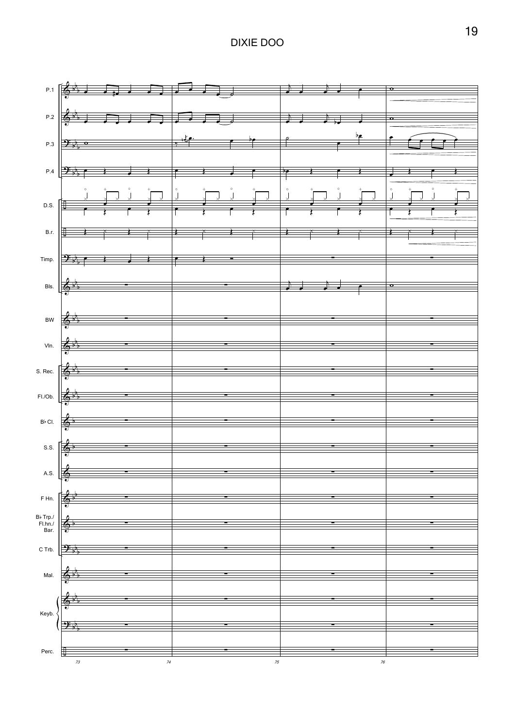# DIXIE DOO

P.1

P.2

P.3

P.4

D.S.

B.r.

Timp.

Bls.

BW

Vln.

S. Rec.

Fl./Ob.

B♭ Cl.

S.S.

A.S.

F Hn.

B♭ Trp./ Fl.hn./ Bar.

C Trb.

Mal.

Keyb.

Perc.

73 74 75 76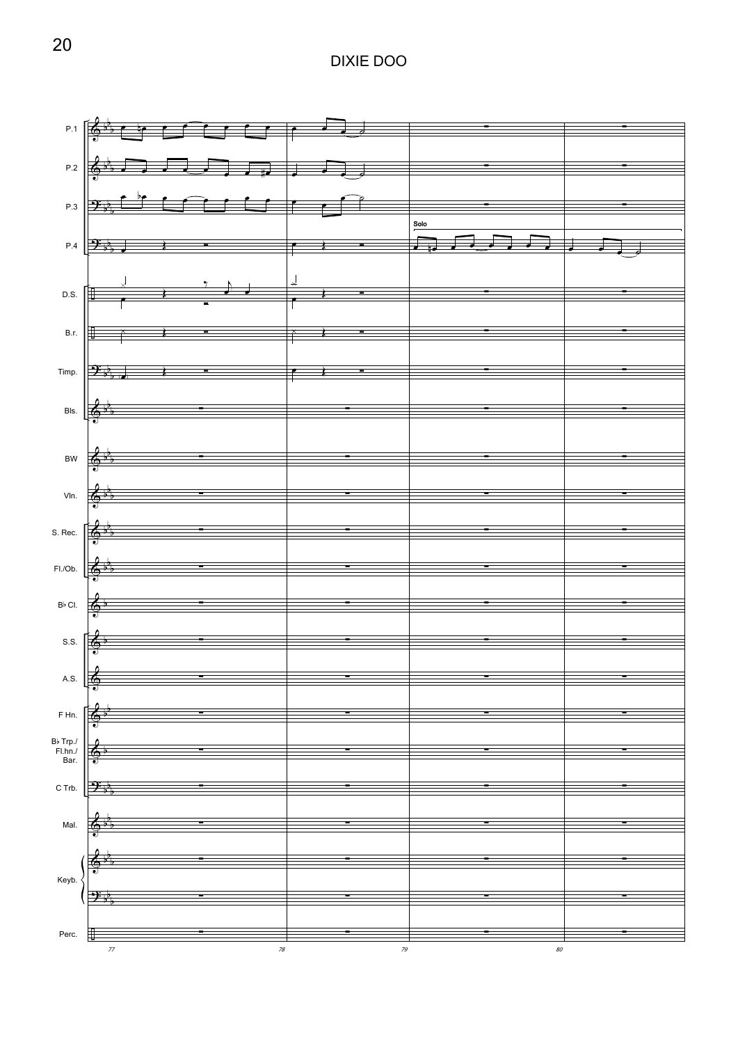# DIXIE DOO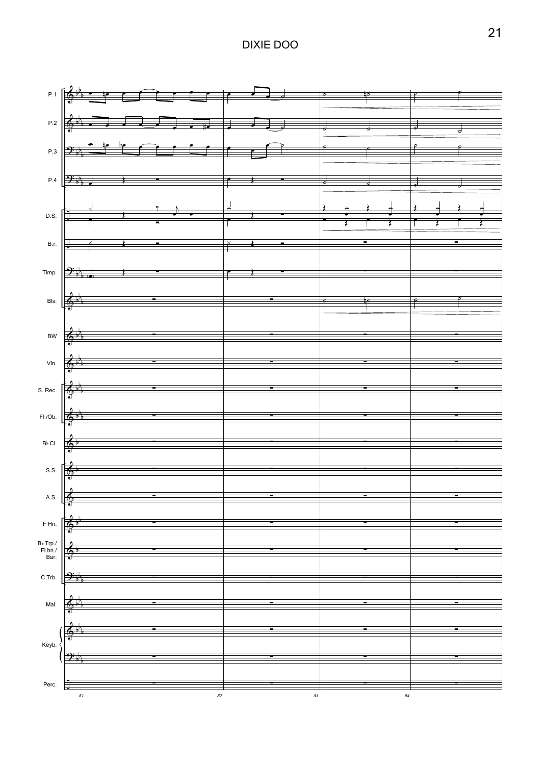# DIXIE DOO

P.1

P.2

P.3

P.4

D.S.

B.r.

Timp.

Bls.

BW

Vln.

S. Rec.

Fl./Ob.

B♭ Cl.

S.S.

A.S.

F Hn.

B♭ Trp./ Fl.hn./ Bar.

C Trb.

Mal.

Keyb.

Perc.

81 82 83 84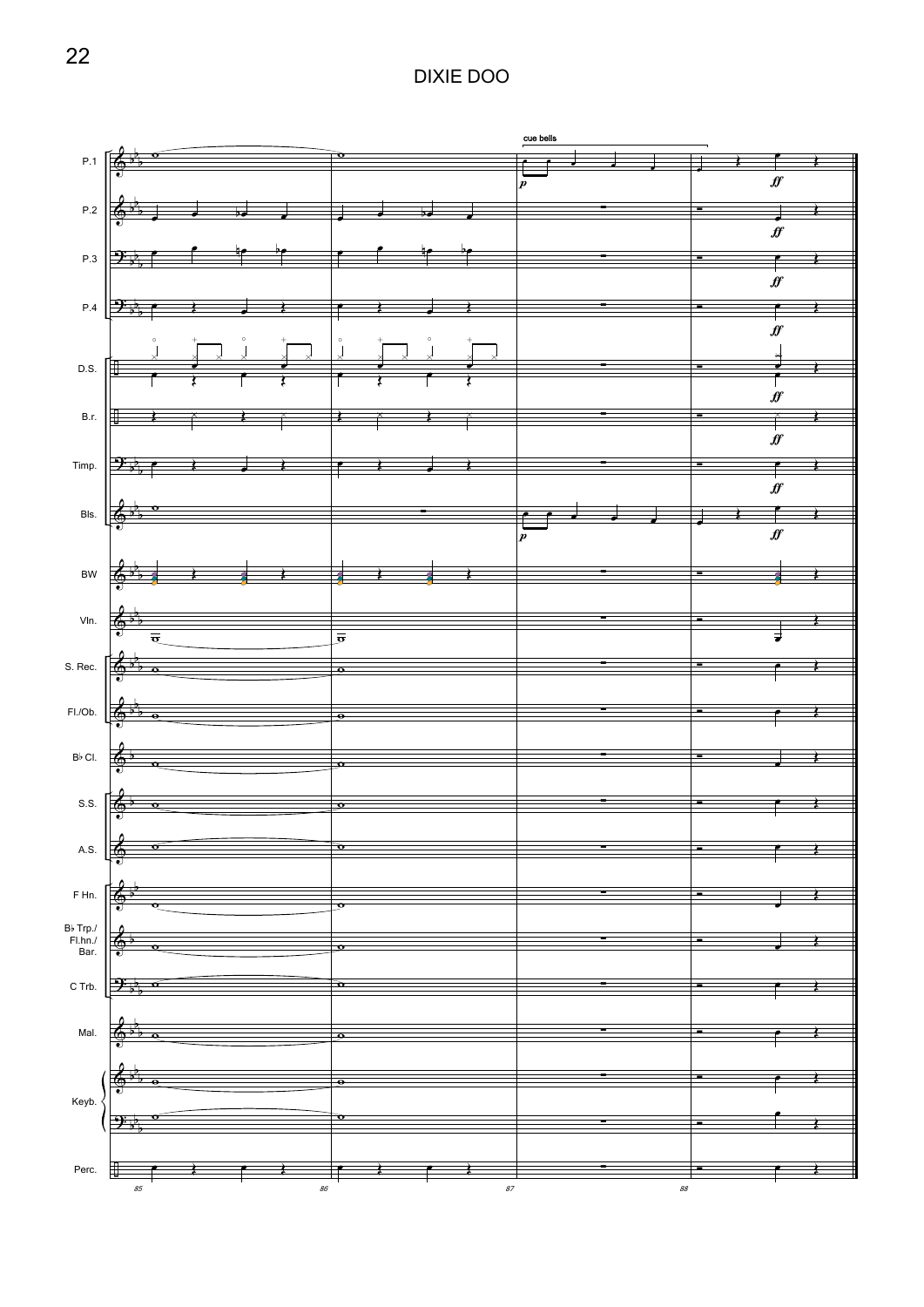# DIXIE DOO